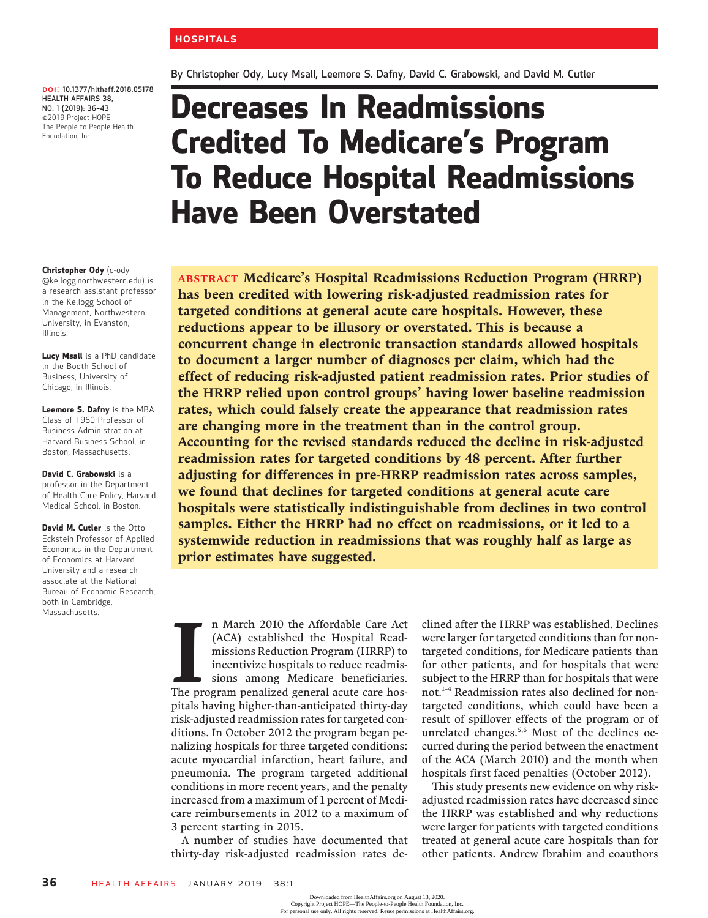HOSPITALS

By Christopher Ody, Lucy Msall, Leemore S. Dafny, David C. Grabowski, and David M. Cutler

DOI: 10.1377/hlthaff.2018.05178
HEALTH AFFAIRS 38, NO. 1 (2019): 36–43
©2019 Project HOPE— The People-to-People Health Foundation, Inc.

# Decreases In Readmissions Credited To Medicare's Program To Reduce Hospital Readmissions Have Been Overstated

**Christopher Ody** (c-ody@kellogg.northwestern.edu) is a research assistant professor in the Kellogg School of Management, Northwestern University, in Evanston, Illinois.

**Lucy Msall** is a PhD candidate in the Booth School of Business, University of Chicago, in Illinois.

**Leemore S. Dafny** is the MBA Class of 1960 Professor of Business Administration at Harvard Business School, in Boston, Massachusetts.

**David C. Grabowski** is a professor in the Department of Health Care Policy, Harvard Medical School, in Boston.

**David M. Cutler** is the Otto Eckstein Professor of Applied Economics in the Department of Economics at Harvard University and a research associate at the National Bureau of Economic Research, both in Cambridge, Massachusetts.

**ABSTRACT Medicare's Hospital Readmissions Reduction Program (HRRP) has been credited with lowering risk-adjusted readmission rates for targeted conditions at general acute care hospitals. However, these reductions appear to be illusory or overstated. This is because a concurrent change in electronic transaction standards allowed hospitals to document a larger number of diagnoses per claim, which had the effect of reducing risk-adjusted patient readmission rates. Prior studies of the HRRP relied upon control groups' having lower baseline readmission rates, which could falsely create the appearance that readmission rates are changing more in the treatment than in the control group. Accounting for the revised standards reduced the decline in risk-adjusted readmission rates for targeted conditions by 48 percent. After further adjusting for differences in pre-HRRP readmission rates across samples, we found that declines for targeted conditions at general acute care hospitals were statistically indistinguishable from declines in two control samples. Either the HRRP had no effect on readmissions, or it led to a systemwide reduction in readmissions that was roughly half as large as prior estimates have suggested.**

In March 2010 the Affordable Care Act (ACA) established the Hospital Readmissions Reduction Program (HRRP) to incentivize hospitals to reduce readmissions among Medicare beneficiaries. The program penalized general acute care hospitals having higher-than-anticipated thirty-day risk-adjusted readmission rates for targeted conditions. In October 2012 the program began penalizing hospitals for three targeted conditions: acute myocardial infarction, heart failure, and pneumonia. The program targeted additional conditions in more recent years, and the penalty increased from a maximum of 1 percent of Medicare reimbursements in 2012 to a maximum of 3 percent starting in 2015.

A number of studies have documented that thirty-day risk-adjusted readmission rates declined after the HRRP was established. Declines were larger for targeted conditions than for nontargeted conditions, for Medicare patients than for other patients, and for hospitals that were subject to the HRRP than for hospitals that were not.[1–4] Readmission rates also declined for nontargeted conditions, which could have been a result of spillover effects of the program or of unrelated changes.[5,6] Most of the declines occurred during the period between the enactment of the ACA (March 2010) and the month when hospitals first faced penalties (October 2012).

This study presents new evidence on why risk-adjusted readmission rates have decreased since the HRRP was established and why reductions were larger for patients with targeted conditions treated at general acute care hospitals than for other patients. Andrew Ibrahim and coauthors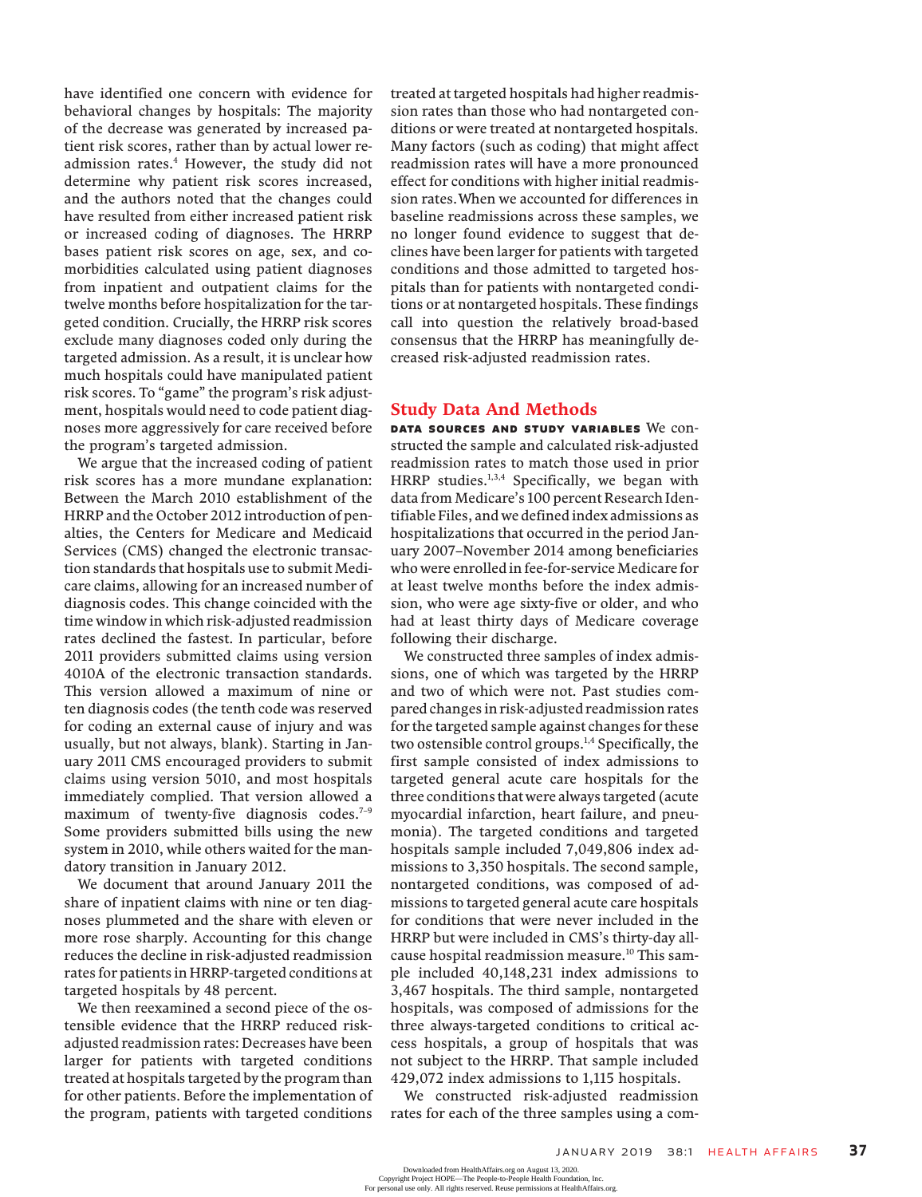have identified one concern with evidence for behavioral changes by hospitals: The majority of the decrease was generated by increased patient risk scores, rather than by actual lower readmission rates.[4] However, the study did not determine why patient risk scores increased, and the authors noted that the changes could have resulted from either increased patient risk or increased coding of diagnoses. The HRRP bases patient risk scores on age, sex, and comorbidities calculated using patient diagnoses from inpatient and outpatient claims for the twelve months before hospitalization for the targeted condition. Crucially, the HRRP risk scores exclude many diagnoses coded only during the targeted admission. As a result, it is unclear how much hospitals could have manipulated patient risk scores. To "game" the program's risk adjustment, hospitals would need to code patient diagnoses more aggressively for care received before the program's targeted admission.

We argue that the increased coding of patient risk scores has a more mundane explanation: Between the March 2010 establishment of the HRRP and the October 2012 introduction of penalties, the Centers for Medicare and Medicaid Services (CMS) changed the electronic transaction standards that hospitals use to submit Medicare claims, allowing for an increased number of diagnosis codes. This change coincided with the time window in which risk-adjusted readmission rates declined the fastest. In particular, before 2011 providers submitted claims using version 4010A of the electronic transaction standards. This version allowed a maximum of nine or ten diagnosis codes (the tenth code was reserved for coding an external cause of injury and was usually, but not always, blank). Starting in January 2011 CMS encouraged providers to submit claims using version 5010, and most hospitals immediately complied. That version allowed a maximum of twenty-five diagnosis codes.[7–9] Some providers submitted bills using the new system in 2010, while others waited for the mandatory transition in January 2012.

We document that around January 2011 the share of inpatient claims with nine or ten diagnoses plummeted and the share with eleven or more rose sharply. Accounting for this change reduces the decline in risk-adjusted readmission rates for patients in HRRP-targeted conditions at targeted hospitals by 48 percent.

We then reexamined a second piece of the ostensible evidence that the HRRP reduced risk-adjusted readmission rates: Decreases have been larger for patients with targeted conditions treated at hospitals targeted by the program than for other patients. Before the implementation of the program, patients with targeted conditions treated at targeted hospitals had higher readmission rates than those who had nontargeted conditions or were treated at nontargeted hospitals. Many factors (such as coding) that might affect readmission rates will have a more pronounced effect for conditions with higher initial readmission rates. When we accounted for differences in baseline readmissions across these samples, we no longer found evidence to suggest that declines have been larger for patients with targeted conditions and those admitted to targeted hospitals than for patients with nontargeted conditions or at nontargeted hospitals. These findings call into question the relatively broad-based consensus that the HRRP has meaningfully decreased risk-adjusted readmission rates.

## Study Data And Methods

**DATA SOURCES AND STUDY VARIABLES** We constructed the sample and calculated risk-adjusted readmission rates to match those used in prior HRRP studies.[1,3,4] Specifically, we began with data from Medicare's 100 percent Research Identifiable Files, and we defined index admissions as hospitalizations that occurred in the period January 2007–November 2014 among beneficiaries who were enrolled in fee-for-service Medicare for at least twelve months before the index admission, who were age sixty-five or older, and who had at least thirty days of Medicare coverage following their discharge.

We constructed three samples of index admissions, one of which was targeted by the HRRP and two of which were not. Past studies compared changes in risk-adjusted readmission rates for the targeted sample against changes for these two ostensible control groups.[1,4] Specifically, the first sample consisted of index admissions to targeted general acute care hospitals for the three conditions that were always targeted (acute myocardial infarction, heart failure, and pneumonia). The targeted conditions and targeted hospitals sample included 7,049,806 index admissions to 3,350 hospitals. The second sample, nontargeted conditions, was composed of admissions to targeted general acute care hospitals for conditions that were never included in the HRRP but were included in CMS's thirty-day all-cause hospital readmission measure.[10] This sample included 40,148,231 index admissions to 3,467 hospitals. The third sample, nontargeted hospitals, was composed of admissions for the three always-targeted conditions to critical access hospitals, a group of hospitals that was not subject to the HRRP. That sample included 429,072 index admissions to 1,115 hospitals.

We constructed risk-adjusted readmission rates for each of the three samples using a com-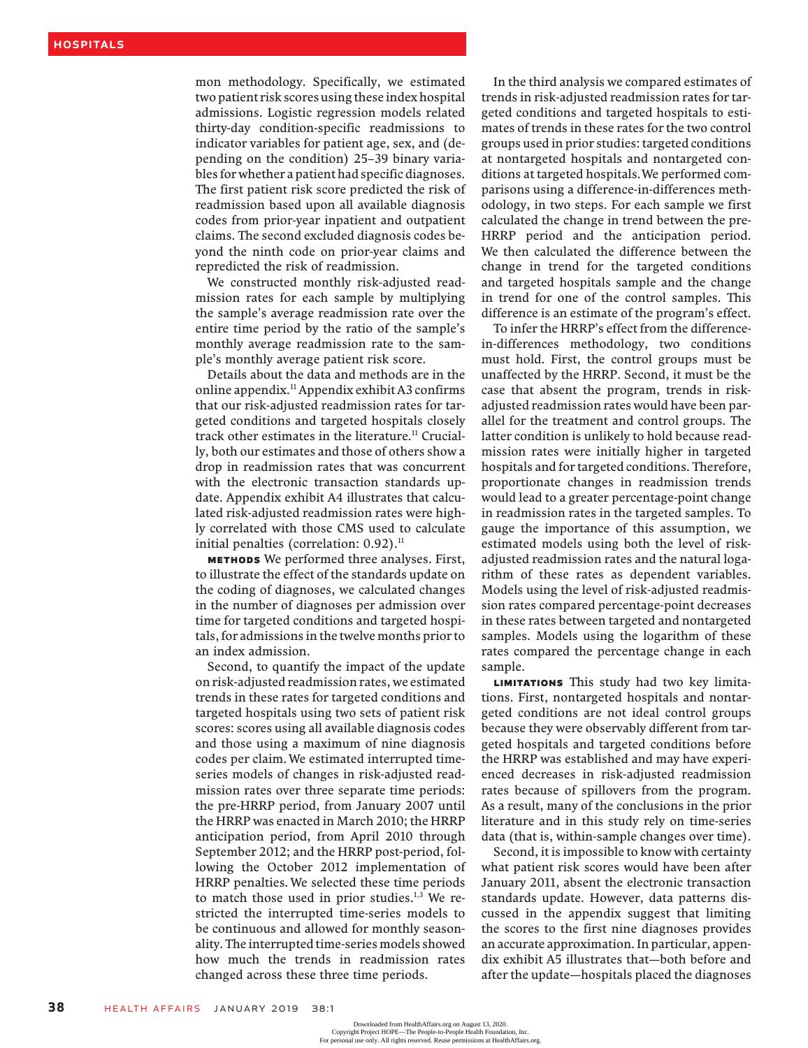mon methodology. Specifically, we estimated two patient risk scores using these index hospital admissions. Logistic regression models related thirty-day condition-specific readmissions to indicator variables for patient age, sex, and (depending on the condition) 25–39 binary variables for whether a patient had specific diagnoses. The first patient risk score predicted the risk of readmission based upon all available diagnosis codes from prior-year inpatient and outpatient claims. The second excluded diagnosis codes beyond the ninth code on prior-year claims and repredicted the risk of readmission.

We constructed monthly risk-adjusted readmission rates for each sample by multiplying the sample's average readmission rate over the entire time period by the ratio of the sample's monthly average readmission rate to the sample's monthly average patient risk score.

Details about the data and methods are in the online appendix.[11] Appendix exhibit A3 confirms that our risk-adjusted readmission rates for targeted conditions and targeted hospitals closely track other estimates in the literature.[11] Crucially, both our estimates and those of others show a drop in readmission rates that was concurrent with the electronic transaction standards update. Appendix exhibit A4 illustrates that calculated risk-adjusted readmission rates were highly correlated with those CMS used to calculate initial penalties (correlation: 0.92).[11]

**METHODS** We performed three analyses. First, to illustrate the effect of the standards update on the coding of diagnoses, we calculated changes in the number of diagnoses per admission over time for targeted conditions and targeted hospitals, for admissions in the twelve months prior to an index admission.

Second, to quantify the impact of the update on risk-adjusted readmission rates, we estimated trends in these rates for targeted conditions and targeted hospitals using two sets of patient risk scores: scores using all available diagnosis codes and those using a maximum of nine diagnosis codes per claim. We estimated interrupted time-series models of changes in risk-adjusted readmission rates over three separate time periods: the pre-HRRP period, from January 2007 until the HRRP was enacted in March 2010; the HRRP anticipation period, from April 2010 through September 2012; and the HRRP post-period, following the October 2012 implementation of HRRP penalties. We selected these time periods to match those used in prior studies.[1,3] We restricted the interrupted time-series models to be continuous and allowed for monthly seasonality. The interrupted time-series models showed how much the trends in readmission rates changed across these three time periods.

In the third analysis we compared estimates of trends in risk-adjusted readmission rates for targeted conditions and targeted hospitals to estimates of trends in these rates for the two control groups used in prior studies: targeted conditions at nontargeted hospitals and nontargeted conditions at targeted hospitals. We performed comparisons using a difference-in-differences methodology, in two steps. For each sample we first calculated the change in trend between the pre-HRRP period and the anticipation period. We then calculated the difference between the change in trend for the targeted conditions and targeted hospitals sample and the change in trend for one of the control samples. This difference is an estimate of the program's effect.

To infer the HRRP's effect from the difference-in-differences methodology, two conditions must hold. First, the control groups must be unaffected by the HRRP. Second, it must be the case that absent the program, trends in risk-adjusted readmission rates would have been parallel for the treatment and control groups. The latter condition is unlikely to hold because readmission rates were initially higher in targeted hospitals and for targeted conditions. Therefore, proportionate changes in readmission trends would lead to a greater percentage-point change in readmission rates in the targeted samples. To gauge the importance of this assumption, we estimated models using both the level of risk-adjusted readmission rates and the natural logarithm of these rates as dependent variables. Models using the level of risk-adjusted readmission rates compared percentage-point decreases in these rates between targeted and nontargeted samples. Models using the logarithm of these rates compared the percentage change in each sample.

**LIMITATIONS** This study had two key limitations. First, nontargeted hospitals and nontargeted conditions are not ideal control groups because they were observably different from targeted hospitals and targeted conditions before the HRRP was established and may have experienced decreases in risk-adjusted readmission rates because of spillovers from the program. As a result, many of the conclusions in the prior literature and in this study rely on time-series data (that is, within-sample changes over time).

Second, it is impossible to know with certainty what patient risk scores would have been after January 2011, absent the electronic transaction standards update. However, data patterns discussed in the appendix suggest that limiting the scores to the first nine diagnoses provides an accurate approximation. In particular, appendix exhibit A5 illustrates that—both before and after the update—hospitals placed the diagnoses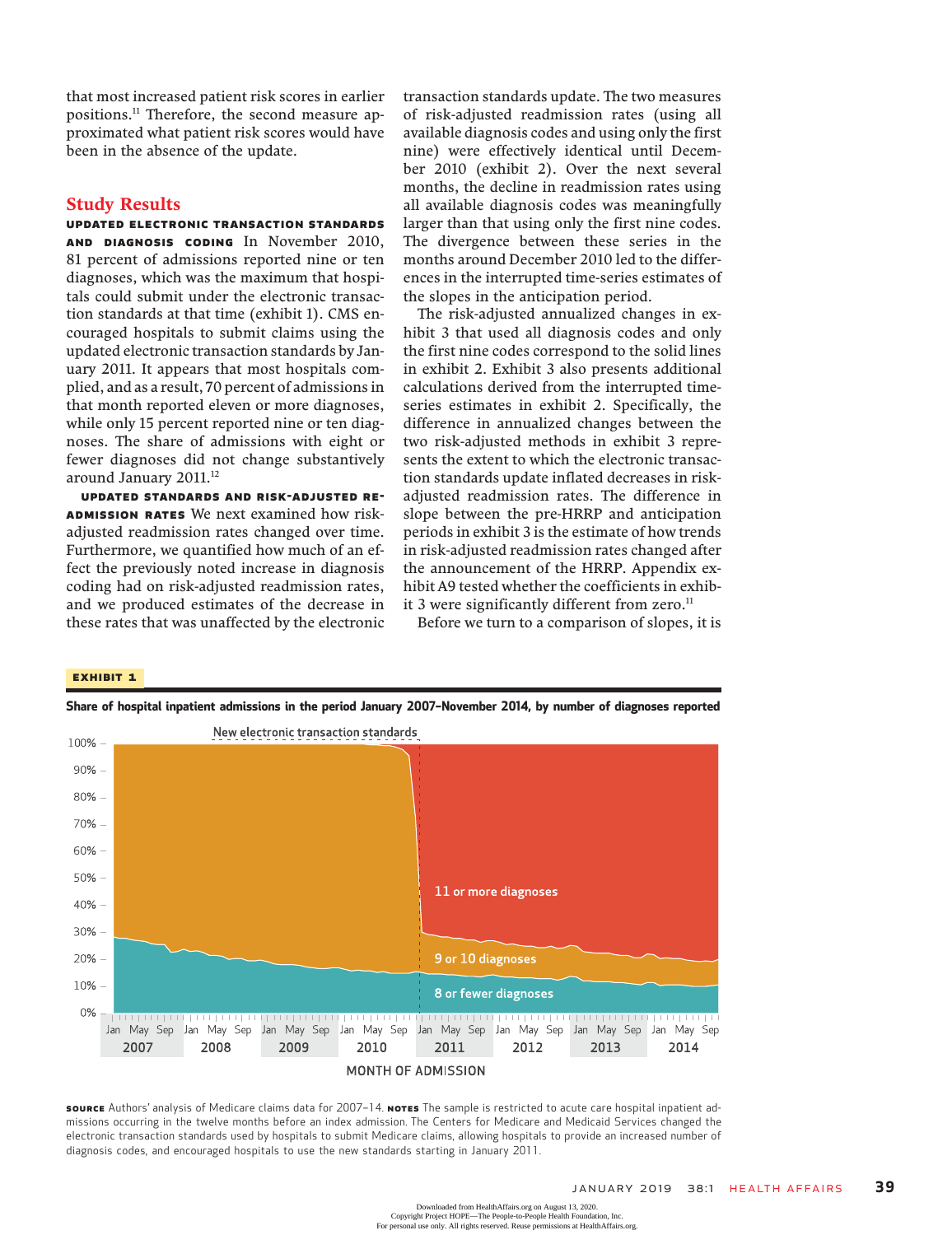that most increased patient risk scores in earlier positions.[11] Therefore, the second measure approximated what patient risk scores would have been in the absence of the update.

## Study Results

**UPDATED ELECTRONIC TRANSACTION STANDARDS AND DIAGNOSIS CODING** In November 2010, 81 percent of admissions reported nine or ten diagnoses, which was the maximum that hospitals could submit under the electronic transaction standards at that time (exhibit 1). CMS encouraged hospitals to submit claims using the updated electronic transaction standards by January 2011. It appears that most hospitals complied, and as a result, 70 percent of admissions in that month reported eleven or more diagnoses, while only 15 percent reported nine or ten diagnoses. The share of admissions with eight or fewer diagnoses did not change substantively around January 2011.[12]

**UPDATED STANDARDS AND RISK-ADJUSTED READMISSION RATES** We next examined how risk-adjusted readmission rates changed over time. Furthermore, we quantified how much of an effect the previously noted increase in diagnosis coding had on risk-adjusted readmission rates, and we produced estimates of the decrease in these rates that was unaffected by the electronic transaction standards update. The two measures of risk-adjusted readmission rates (using all available diagnosis codes and using only the first nine) were effectively identical until December 2010 (exhibit 2). Over the next several months, the decline in readmission rates using all available diagnosis codes was meaningfully larger than that using only the first nine codes. The divergence between these series in the months around December 2010 led to the differences in the interrupted time-series estimates of the slopes in the anticipation period.

The risk-adjusted annualized changes in exhibit 3 that used all diagnosis codes and only the first nine codes correspond to the solid lines in exhibit 2. Exhibit 3 also presents additional calculations derived from the interrupted time-series estimates in exhibit 2. Specifically, the difference in annualized changes between the two risk-adjusted methods in exhibit 3 represents the extent to which the electronic transaction standards update inflated decreases in risk-adjusted readmission rates. The difference in slope between the pre-HRRP and anticipation periods in exhibit 3 is the estimate of how trends in risk-adjusted readmission rates changed after the announcement of the HRRP. Appendix exhibit A9 tested whether the coefficients in exhibit 3 were significantly different from zero.[11]

Before we turn to a comparison of slopes, it is

**EXHIBIT 1**

**Share of hospital inpatient admissions in the period January 2007–November 2014, by number of diagnoses reported**

**SOURCE** Authors' analysis of Medicare claims data for 2007–14. **NOTES** The sample is restricted to acute care hospital inpatient admissions occurring in the twelve months before an index admission. The Centers for Medicare and Medicaid Services changed the electronic transaction standards used by hospitals to submit Medicare claims, allowing hospitals to provide an increased number of diagnosis codes, and encouraged hospitals to use the new standards starting in January 2011.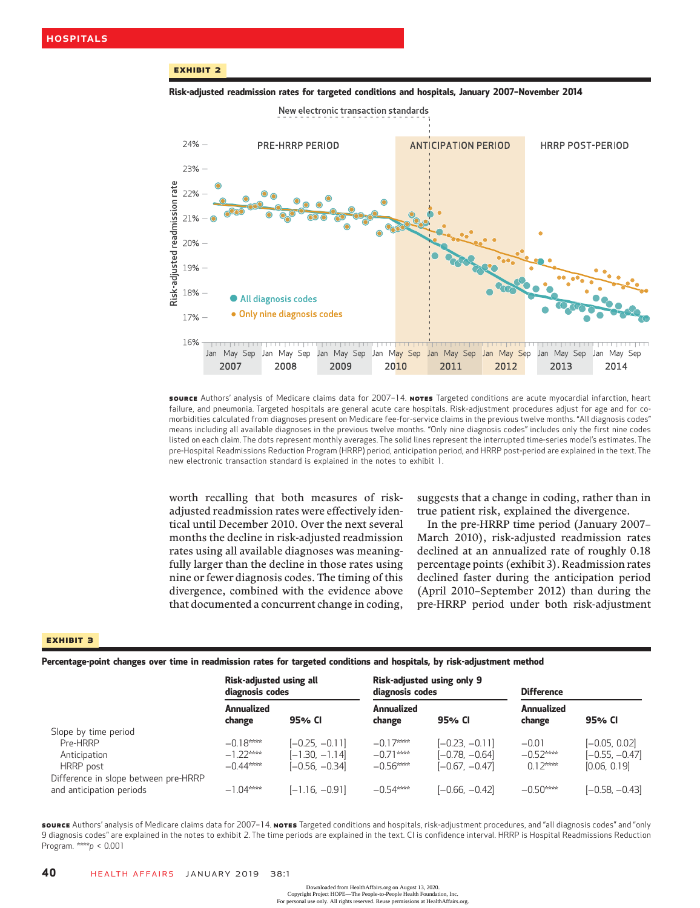**EXHIBIT 2**

**Risk-adjusted readmission rates for targeted conditions and hospitals, January 2007–November 2014**

**SOURCE** Authors' analysis of Medicare claims data for 2007–14. **NOTES** Targeted conditions are acute myocardial infarction, heart failure, and pneumonia. Targeted hospitals are general acute care hospitals. Risk-adjustment procedures adjust for age and for co-morbidities calculated from diagnoses present on Medicare fee-for-service claims in the previous twelve months. "All diagnosis codes" means including all available diagnoses in the previous twelve months. "Only nine diagnosis codes" includes only the first nine codes listed on each claim. The dots represent monthly averages. The solid lines represent the interrupted time-series model's estimates. The pre-Hospital Readmissions Reduction Program (HRRP) period, anticipation period, and HRRP post-period are explained in the text. The new electronic transaction standard is explained in the notes to exhibit 1.

worth recalling that both measures of risk-adjusted readmission rates were effectively identical until December 2010. Over the next several months the decline in risk-adjusted readmission rates using all available diagnoses was meaningfully larger than the decline in those rates using nine or fewer diagnosis codes. The timing of this divergence, combined with the evidence above that documented a concurrent change in coding, suggests that a change in coding, rather than in true patient risk, explained the divergence.

In the pre-HRRP time period (January 2007–March 2010), risk-adjusted readmission rates declined at an annualized rate of roughly 0.18 percentage points (exhibit 3). Readmission rates declined faster during the anticipation period (April 2010–September 2012) than during the pre-HRRP period under both risk-adjustment

**EXHIBIT 3**

**Percentage-point changes over time in readmission rates for targeted conditions and hospitals, by risk-adjustment method**

| | Risk-adjusted using all diagnosis codes | | Risk-adjusted using only 9 diagnosis codes | | Difference | |
|---|---|---|---|---|---|---|
| | Annualized change | 95% CI | Annualized change | 95% CI | Annualized change | 95% CI |
| Slope by time period | | | | | | |
| Pre-HRRP | −0.18**** | [−0.25, −0.11] | −0.17**** | [−0.23, −0.11] | −0.01 | [−0.05, 0.02] |
| Anticipation | −1.22**** | [−1.30, −1.14] | −0.71**** | [−0.78, −0.64] | −0.52**** | [−0.55, −0.47] |
| HRRP post | −0.44**** | [−0.56, −0.34] | −0.56**** | [−0.67, −0.47] | 0.12**** | [0.06, 0.19] |
| Difference in slope between pre-HRRP and anticipation periods | −1.04**** | [−1.16, −0.91] | −0.54**** | [−0.66, −0.42] | −0.50**** | [−0.58, −0.43] |

**SOURCE** Authors' analysis of Medicare claims data for 2007–14. **NOTES** Targeted conditions and hospitals, risk-adjustment procedures, and "all diagnosis codes" and "only 9 diagnosis codes" are explained in the notes to exhibit 2. The time periods are explained in the text. CI is confidence interval. HRRP is Hospital Readmissions Reduction Program. ****$p < 0.001$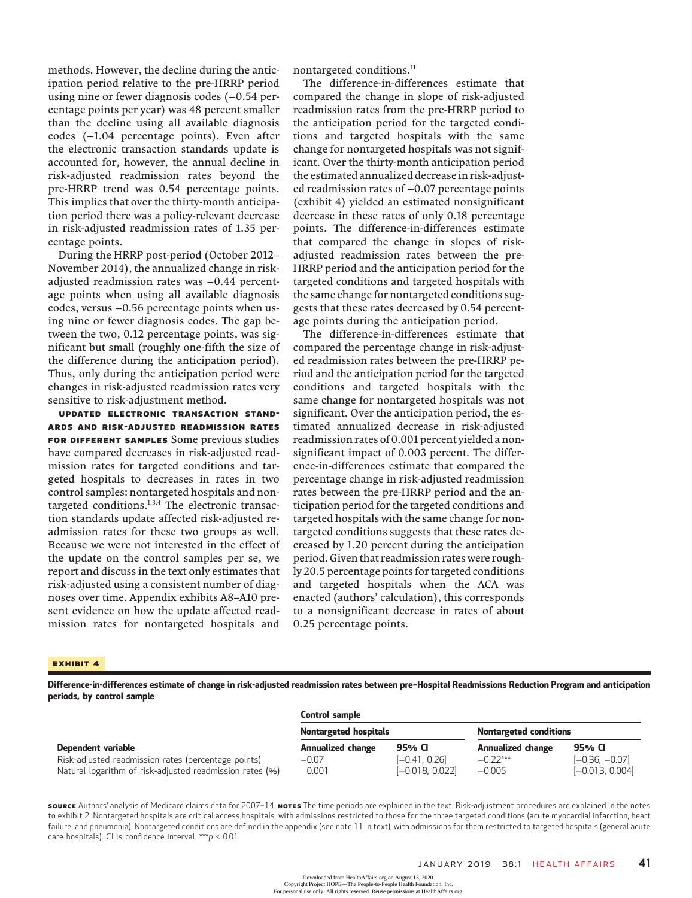methods. However, the decline during the anticipation period relative to the pre-HRRP period using nine or fewer diagnosis codes (−0.54 percentage points per year) was 48 percent smaller than the decline using all available diagnosis codes (−1.04 percentage points). Even after the electronic transaction standards update is accounted for, however, the annual decline in risk-adjusted readmission rates beyond the pre-HRRP trend was 0.54 percentage points. This implies that over the thirty-month anticipation period there was a policy-relevant decrease in risk-adjusted readmission rates of 1.35 percentage points.

During the HRRP post-period (October 2012–November 2014), the annualized change in risk-adjusted readmission rates was −0.44 percentage points when using all available diagnosis codes, versus −0.56 percentage points when using nine or fewer diagnosis codes. The gap between the two, 0.12 percentage points, was significant but small (roughly one-fifth the size of the difference during the anticipation period). Thus, only during the anticipation period were changes in risk-adjusted readmission rates very sensitive to risk-adjustment method.

**UPDATED ELECTRONIC TRANSACTION STANDARDS AND RISK-ADJUSTED READMISSION RATES FOR DIFFERENT SAMPLES** Some previous studies have compared decreases in risk-adjusted readmission rates for targeted conditions and targeted hospitals to decreases in rates in two control samples: nontargeted hospitals and nontargeted conditions.[1,3,4] The electronic transaction standards update affected risk-adjusted readmission rates for these two groups as well. Because we were not interested in the effect of the update on the control samples per se, we report and discuss in the text only estimates that risk-adjusted using a consistent number of diagnoses over time. Appendix exhibits A8–A10 present evidence on how the update affected readmission rates for nontargeted hospitals and nontargeted conditions.[11]

The difference-in-differences estimate that compared the change in slope of risk-adjusted readmission rates from the pre-HRRP period to the anticipation period for the targeted conditions and targeted hospitals with the same change for nontargeted hospitals was not significant. Over the thirty-month anticipation period the estimated annualized decrease in risk-adjusted readmission rates of −0.07 percentage points (exhibit 4) yielded an estimated nonsignificant decrease in these rates of only 0.18 percentage points. The difference-in-differences estimate that compared the change in slopes of risk-adjusted readmission rates between the pre-HRRP period and the anticipation period for the targeted conditions and targeted hospitals with the same change for nontargeted conditions suggests that these rates decreased by 0.54 percentage points during the anticipation period.

The difference-in-differences estimate that compared the percentage change in risk-adjusted readmission rates between the pre-HRRP period and the anticipation period for the targeted conditions and targeted hospitals with the same change for nontargeted hospitals was not significant. Over the anticipation period, the estimated annualized decrease in risk-adjusted readmission rates of 0.001 percent yielded a nonsignificant impact of 0.003 percent. The difference-in-differences estimate that compared the percentage change in risk-adjusted readmission rates between the pre-HRRP period and the anticipation period for the targeted conditions and targeted hospitals with the same change for nontargeted conditions suggests that these rates decreased by 1.20 percent during the anticipation period. Given that readmission rates were roughly 20.5 percentage points for targeted conditions and targeted hospitals when the ACA was enacted (authors' calculation), this corresponds to a nonsignificant decrease in rates of about 0.25 percentage points.

**EXHIBIT 4**

**Difference-in-differences estimate of change in risk-adjusted readmission rates between pre–Hospital Readmissions Reduction Program and anticipation periods, by control sample**

| | Control sample | | | |
|---|---|---|---|---|
| | Nontargeted hospitals | | Nontargeted conditions | |
| Dependent variable | Annualized change | 95% CI | Annualized change | 95% CI |
| Risk-adjusted readmission rates (percentage points) | −0.07 | [−0.41, 0.26] | −0.22*** | [−0.36, −0.07] |
| Natural logarithm of risk-adjusted readmission rates (%) | 0.001 | [−0.018, 0.022] | −0.005 | [−0.013, 0.004] |

**SOURCE** Authors' analysis of Medicare claims data for 2007–14. **NOTES** The time periods are explained in the text. Risk-adjustment procedures are explained in the notes to exhibit 2. Nontargeted hospitals are critical access hospitals, with admissions restricted to those for the three targeted conditions (acute myocardial infarction, heart failure, and pneumonia). Nontargeted conditions are defined in the appendix (see note 11 in text), with admissions for them restricted to targeted hospitals (general acute care hospitals). CI is confidence interval. ***$p < 0.01$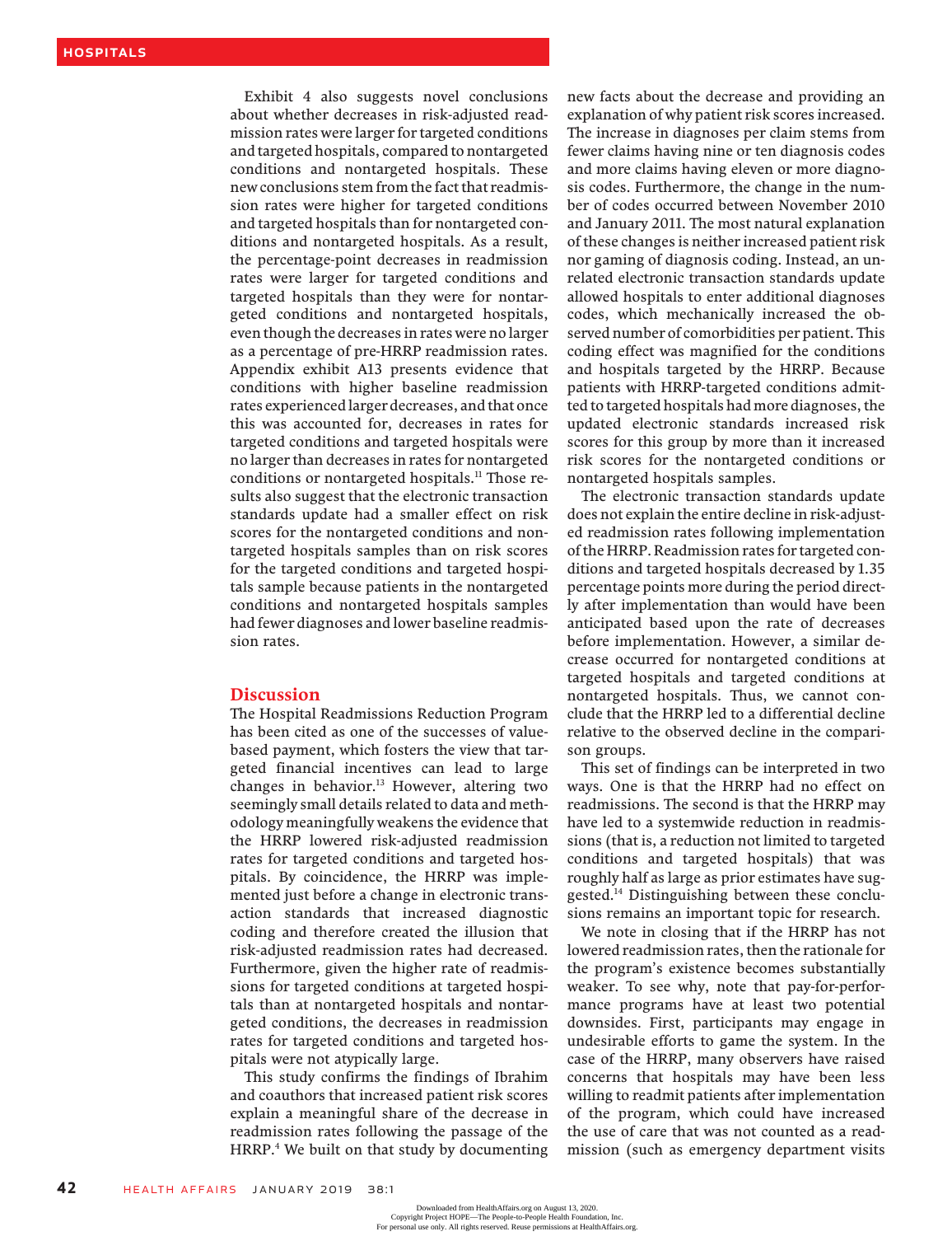Exhibit 4 also suggests novel conclusions about whether decreases in risk-adjusted readmission rates were larger for targeted conditions and targeted hospitals, compared to nontargeted conditions and nontargeted hospitals. These new conclusions stem from the fact that readmission rates were higher for targeted conditions and targeted hospitals than for nontargeted conditions and nontargeted hospitals. As a result, the percentage-point decreases in readmission rates were larger for targeted conditions and targeted hospitals than they were for nontargeted conditions and nontargeted hospitals, even though the decreases in rates were no larger as a percentage of pre-HRRP readmission rates. Appendix exhibit A13 presents evidence that conditions with higher baseline readmission rates experienced larger decreases, and that once this was accounted for, decreases in rates for targeted conditions and targeted hospitals were no larger than decreases in rates for nontargeted conditions or nontargeted hospitals.[11] Those results also suggest that the electronic transaction standards update had a smaller effect on risk scores for the nontargeted conditions and nontargeted hospitals samples than on risk scores for the targeted conditions and targeted hospitals sample because patients in the nontargeted conditions and nontargeted hospitals samples had fewer diagnoses and lower baseline readmission rates.

## Discussion

The Hospital Readmissions Reduction Program has been cited as one of the successes of value-based payment, which fosters the view that targeted financial incentives can lead to large changes in behavior.[13] However, altering two seemingly small details related to data and methodology meaningfully weakens the evidence that the HRRP lowered risk-adjusted readmission rates for targeted conditions and targeted hospitals. By coincidence, the HRRP was implemented just before a change in electronic transaction standards that increased diagnostic coding and therefore created the illusion that risk-adjusted readmission rates had decreased. Furthermore, given the higher rate of readmissions for targeted conditions at targeted hospitals than at nontargeted hospitals and nontargeted conditions, the decreases in readmission rates for targeted conditions and targeted hospitals were not atypically large.

This study confirms the findings of Ibrahim and coauthors that increased patient risk scores explain a meaningful share of the decrease in readmission rates following the passage of the HRRP.[4] We built on that study by documenting new facts about the decrease and providing an explanation of why patient risk scores increased. The increase in diagnoses per claim stems from fewer claims having nine or ten diagnosis codes and more claims having eleven or more diagnosis codes. Furthermore, the change in the number of codes occurred between November 2010 and January 2011. The most natural explanation of these changes is neither increased patient risk nor gaming of diagnosis coding. Instead, an unrelated electronic transaction standards update allowed hospitals to enter additional diagnoses codes, which mechanically increased the observed number of comorbidities per patient. This coding effect was magnified for the conditions and hospitals targeted by the HRRP. Because patients with HRRP-targeted conditions admitted to targeted hospitals had more diagnoses, the updated electronic standards increased risk scores for this group by more than it increased risk scores for the nontargeted conditions or nontargeted hospitals samples.

The electronic transaction standards update does not explain the entire decline in risk-adjusted readmission rates following implementation of the HRRP. Readmission rates for targeted conditions and targeted hospitals decreased by 1.35 percentage points more during the period directly after implementation than would have been anticipated based upon the rate of decreases before implementation. However, a similar decrease occurred for nontargeted conditions at targeted hospitals and targeted conditions at nontargeted hospitals. Thus, we cannot conclude that the HRRP led to a differential decline relative to the observed decline in the comparison groups.

This set of findings can be interpreted in two ways. One is that the HRRP had no effect on readmissions. The second is that the HRRP may have led to a systemwide reduction in readmissions (that is, a reduction not limited to targeted conditions and targeted hospitals) that was roughly half as large as prior estimates have suggested.[14] Distinguishing between these conclusions remains an important topic for research.

We note in closing that if the HRRP has not lowered readmission rates, then the rationale for the program's existence becomes substantially weaker. To see why, note that pay-for-performance programs have at least two potential downsides. First, participants may engage in undesirable efforts to game the system. In the case of the HRRP, many observers have raised concerns that hospitals may have been less willing to readmit patients after implementation of the program, which could have increased the use of care that was not counted as a readmission (such as emergency department visits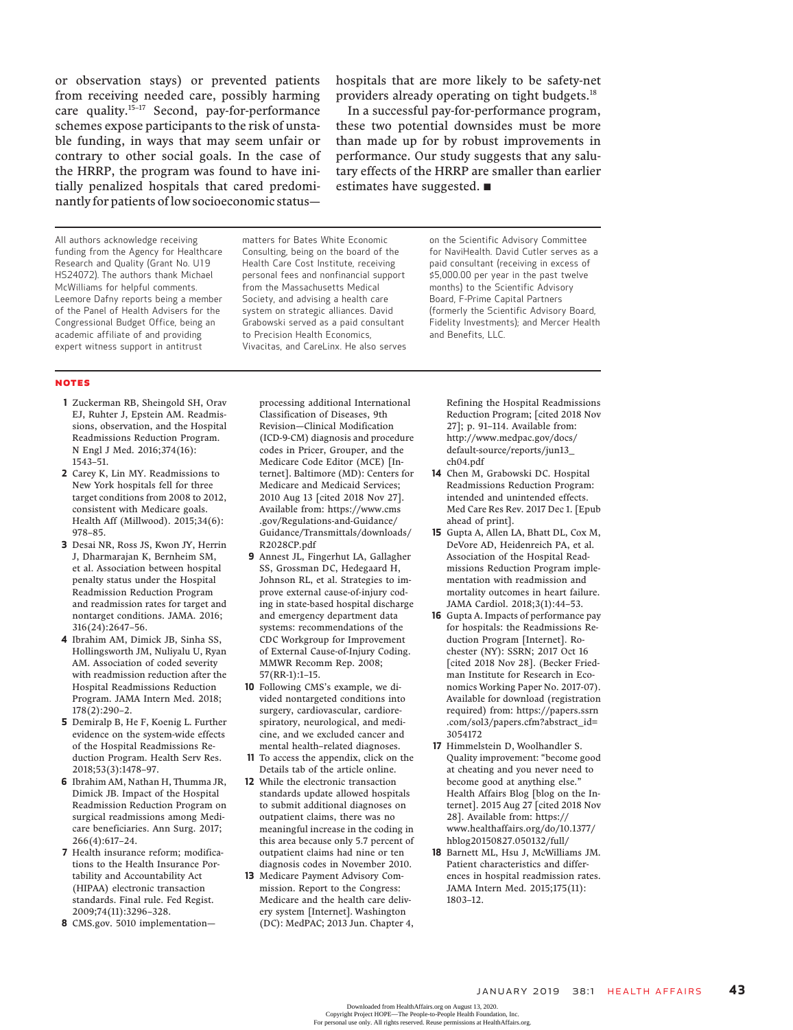or observation stays) or prevented patients from receiving needed care, possibly harming care quality.[15–17] Second, pay-for-performance schemes expose participants to the risk of unstable funding, in ways that may seem unfair or contrary to other social goals. In the case of the HRRP, the program was found to have initially penalized hospitals that cared predominantly for patients of low socioeconomic status—hospitals that are more likely to be safety-net providers already operating on tight budgets.[18]

In a successful pay-for-performance program, these two potential downsides must be more than made up for by robust improvements in performance. Our study suggests that any salutary effects of the HRRP are smaller than earlier estimates have suggested. ■

All authors acknowledge receiving funding from the Agency for Healthcare Research and Quality (Grant No. U19 HS24072). The authors thank Michael McWilliams for helpful comments. Leemore Dafny reports being a member of the Panel of Health Advisers for the Congressional Budget Office, being an academic affiliate of and providing expert witness support in antitrust matters for Bates White Economic Consulting, being on the board of the Health Care Cost Institute, receiving personal fees and nonfinancial support from the Massachusetts Medical Society, and advising a health care system on strategic alliances. David Grabowski served as a paid consultant to Precision Health Economics, Vivacitas, and CareLinx. He also serves on the Scientific Advisory Committee for NaviHealth. David Cutler serves as a paid consultant (receiving in excess of $5,000.00 per year in the past twelve months) to the Scientific Advisory Board, F-Prime Capital Partners (formerly the Scientific Advisory Board, Fidelity Investments); and Mercer Health and Benefits, LLC.

## NOTES

1. Zuckerman RB, Sheingold SH, Orav EJ, Ruhter J, Epstein AM. Readmissions, observation, and the Hospital Readmissions Reduction Program. N Engl J Med. 2016;374(16):1543–51.
2. Carey K, Lin MY. Readmissions to New York hospitals fell for three target conditions from 2008 to 2012, consistent with Medicare goals. Health Aff (Millwood). 2015;34(6):978–85.
3. Desai NR, Ross JS, Kwon JY, Herrin J, Dharmarajan K, Bernheim SM, et al. Association between hospital penalty status under the Hospital Readmission Reduction Program and readmission rates for target and nontarget conditions. JAMA. 2016;316(24):2647–56.
4. Ibrahim AM, Dimick JB, Sinha SS, Hollingsworth JM, Nuliyalu U, Ryan AM. Association of coded severity with readmission reduction after the Hospital Readmissions Reduction Program. JAMA Intern Med. 2018;178(2):290–2.
5. Demiralp B, He F, Koenig L. Further evidence on the system-wide effects of the Hospital Readmissions Reduction Program. Health Serv Res. 2018;53(3):1478–97.
6. Ibrahim AM, Nathan H, Thumma JR, Dimick JB. Impact of the Hospital Readmission Reduction Program on surgical readmissions among Medicare beneficiaries. Ann Surg. 2017;266(4):617–24.
7. Health insurance reform; modifications to the Health Insurance Portability and Accountability Act (HIPAA) electronic transaction standards. Final rule. Fed Regist. 2009;74(11):3296–328.
8. CMS.gov. 5010 implementation—processing additional International Classification of Diseases, 9th Revision—Clinical Modification (ICD-9-CM) diagnosis and procedure codes in Pricer, Grouper, and the Medicare Code Editor (MCE) [Internet]. Baltimore (MD): Centers for Medicare and Medicaid Services; 2010 Aug 13 [cited 2018 Nov 27]. Available from: https://www.cms.gov/Regulations-and-Guidance/Guidance/Transmittals/downloads/R2028CP.pdf
9. Annest JL, Fingerhut LA, Gallagher SS, Grossman DC, Hedegaard H, Johnson RL, et al. Strategies to improve external cause-of-injury coding in state-based hospital discharge and emergency department data systems: recommendations of the CDC Workgroup for Improvement of External Cause-of-Injury Coding. MMWR Recomm Rep. 2008;57(RR-1):1–15.
10. Following CMS's example, we divided nontargeted conditions into surgery, cardiovascular, cardiorespiratory, neurological, and medicine, and we excluded cancer and mental health–related diagnoses.
11. To access the appendix, click on the Details tab of the article online.
12. While the electronic transaction standards update allowed hospitals to submit additional diagnoses on outpatient claims, there was no meaningful increase in the coding in this area because only 5.7 percent of outpatient claims had nine or ten diagnosis codes in November 2010.
13. Medicare Payment Advisory Commission. Report to the Congress: Medicare and the health care delivery system [Internet]. Washington (DC): MedPAC; 2013 Jun. Chapter 4, Refining the Hospital Readmissions Reduction Program; [cited 2018 Nov 27]; p. 91–114. Available from: http://www.medpac.gov/docs/default-source/reports/jun13_ch04.pdf
14. Chen M, Grabowski DC. Hospital Readmissions Reduction Program: intended and unintended effects. Med Care Res Rev. 2017 Dec 1. [Epub ahead of print].
15. Gupta A, Allen LA, Bhatt DL, Cox M, DeVore AD, Heidenreich PA, et al. Association of the Hospital Readmissions Reduction Program implementation with readmission and mortality outcomes in heart failure. JAMA Cardiol. 2018;3(1):44–53.
16. Gupta A. Impacts of performance pay for hospitals: the Readmissions Reduction Program [Internet]. Rochester (NY): SSRN; 2017 Oct 16 [cited 2018 Nov 28]. (Becker Friedman Institute for Research in Economics Working Paper No. 2017-07). Available for download (registration required) from: https://papers.ssrn.com/sol3/papers.cfm?abstract_id=3054172
17. Himmelstein D, Woolhandler S. Quality improvement: "become good at cheating and you never need to become good at anything else." Health Affairs Blog [blog on the Internet]. 2015 Aug 27 [cited 2018 Nov 28]. Available from: https://www.healthaffairs.org/do/10.1377/hblog20150827.050132/full/
18. Barnett ML, Hsu J, McWilliams JM. Patient characteristics and differences in hospital readmission rates. JAMA Intern Med. 2015;175(11):1803–12.